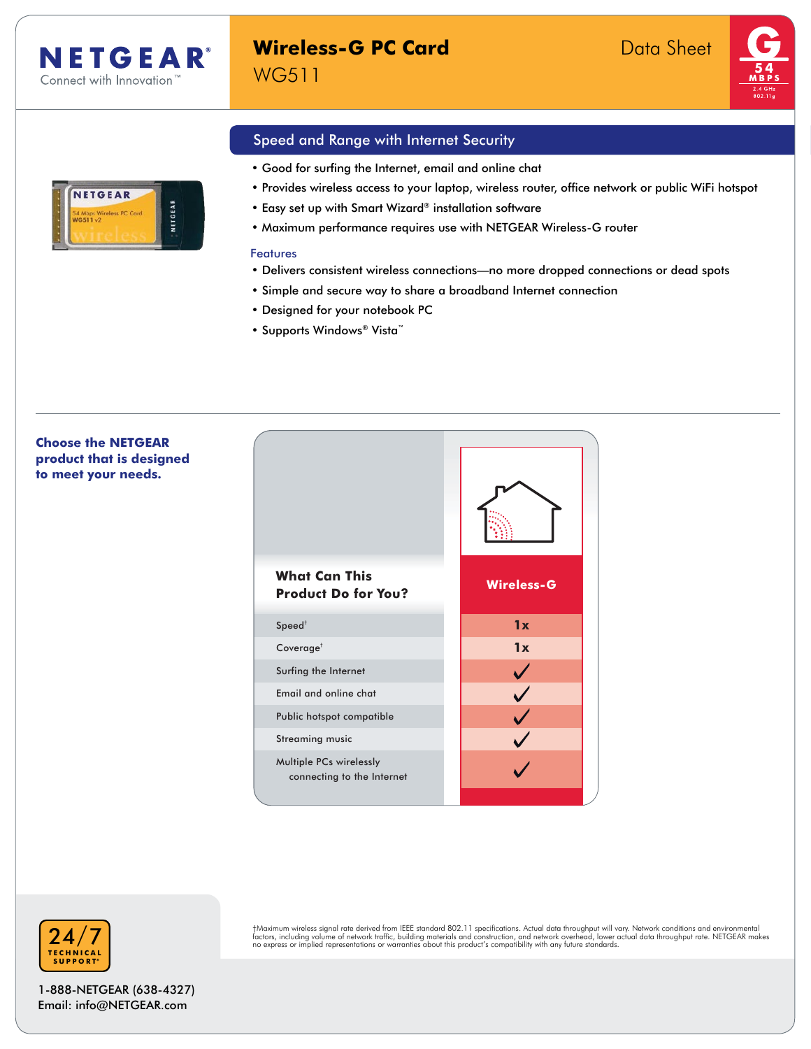# NETGEAR
Connect with Innovation™

# Wireless-G PC Card
WG511

Data Sheet

G 54 MBPS 2.4 GHz 802.11g

## Speed and Range with Internet Security

- Good for surfing the Internet, email and online chat
- Provides wireless access to your laptop, wireless router, office network or public WiFi hotspot
- Easy set up with Smart Wizard® installation software
- Maximum performance requires use with NETGEAR Wireless-G router

### Features

- Delivers consistent wireless connections—no more dropped connections or dead spots
- Simple and secure way to share a broadband Internet connection
- Designed for your notebook PC
- Supports Windows® Vista™

**Choose the NETGEAR product that is designed to meet your needs.**

| What Can This Product Do for You? | Wireless-G |
|---|---|
| Speed† | 1x |
| Coverage† | 1x |
| Surfing the Internet | ✓ |
| Email and online chat | ✓ |
| Public hotspot compatible | ✓ |
| Streaming music | ✓ |
| Multiple PCs wirelessly connecting to the Internet | ✓ |

†Maximum wireless signal rate derived from IEEE standard 802.11 specifications. Actual data throughput will vary. Network conditions and environmental factors, including volume of network traffic, building materials and construction, and network overhead, lower actual data throughput rate. NETGEAR makes no express or implied representations or warranties about this product's compatibility with any future standards.

24/7 TECHNICAL SUPPORT*

1-888-NETGEAR (638-4327)
Email: info@NETGEAR.com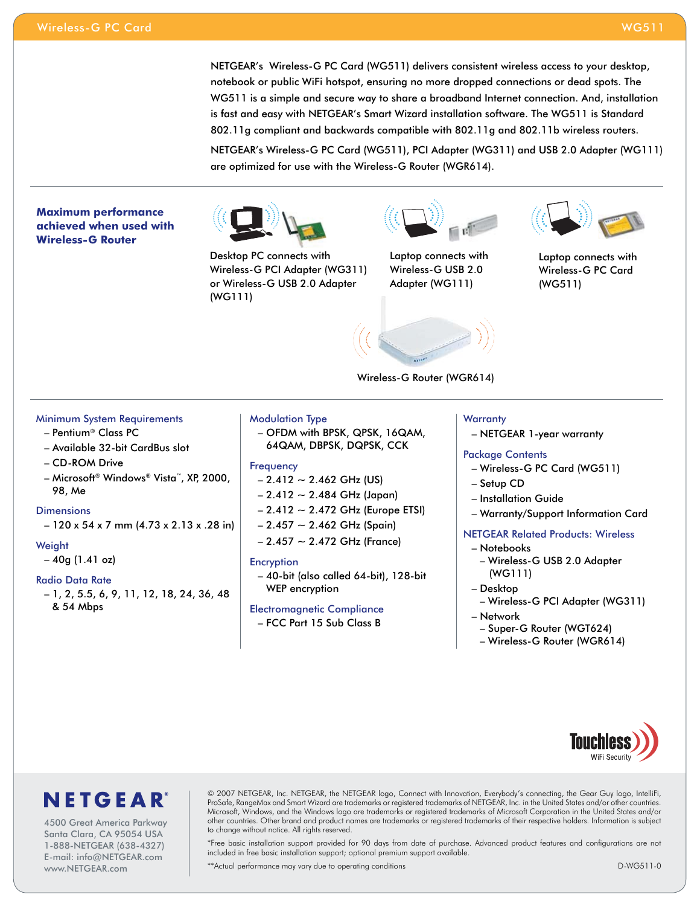NETGEAR's Wireless-G PC Card (WG511) delivers consistent wireless access to your desktop, notebook or public WiFi hotspot, ensuring no more dropped connections or dead spots. The WG511 is a simple and secure way to share a broadband Internet connection. And, installation is fast and easy with NETGEAR's Smart Wizard installation software. The WG511 is Standard 802.11g compliant and backwards compatible with 802.11g and 802.11b wireless routers.

NETGEAR's Wireless-G PC Card (WG511), PCI Adapter (WG311) and USB 2.0 Adapter (WG111) are optimized for use with the Wireless-G Router (WGR614).

**Maximum performance achieved when used with Wireless-G Router**

Desktop PC connects with Wireless-G PCI Adapter (WG311) or Wireless-G USB 2.0 Adapter (WG111)

Laptop connects with Wireless-G USB 2.0 Adapter (WG111)

Laptop connects with Wireless-G PC Card (WG511)

Wireless-G Router (WGR614)

### Minimum System Requirements

- Pentium® Class PC
- Available 32-bit CardBus slot
- CD-ROM Drive
- Microsoft® Windows® Vista™, XP, 2000, 98, Me

### Dimensions

- 120 x 54 x 7 mm (4.73 x 2.13 x .28 in)

### Weight

- 40g (1.41 oz)

### Radio Data Rate

- 1, 2, 5.5, 6, 9, 11, 12, 18, 24, 36, 48 & 54 Mbps

### Modulation Type

- OFDM with BPSK, QPSK, 16QAM, 64QAM, DBPSK, DQPSK, CCK

### Frequency

- 2.412 ~ 2.462 GHz (US)
- 2.412 ~ 2.484 GHz (Japan)
- 2.412 ~ 2.472 GHz (Europe ETSI)
- 2.457 ~ 2.462 GHz (Spain)
- 2.457 ~ 2.472 GHz (France)

### Encryption

- 40-bit (also called 64-bit), 128-bit WEP encryption

### Electromagnetic Compliance

- FCC Part 15 Sub Class B

### Warranty

- NETGEAR 1-year warranty

### Package Contents

- Wireless-G PC Card (WG511)
- Setup CD
- Installation Guide
- Warranty/Support Information Card

### NETGEAR Related Products: Wireless

- Notebooks
  - Wireless-G USB 2.0 Adapter (WG111)
- Desktop
  - Wireless-G PCI Adapter (WG311)
- Network
  - Super-G Router (WGT624)
  - Wireless-G Router (WGR614)

Touchless WiFi Security

**NETGEAR®**

4500 Great America Parkway
Santa Clara, CA 95054 USA
1-888-NETGEAR (638-4327)
E-mail: info@NETGEAR.com
www.NETGEAR.com

© 2007 NETGEAR, Inc. NETGEAR, the NETGEAR logo, Connect with Innovation, Everybody's connecting, the Gear Guy logo, IntelliFi, ProSafe, RangeMax and Smart Wizard are trademarks or registered trademarks of NETGEAR, Inc. in the United States and/or other countries. Microsoft, Windows, and the Windows logo are trademarks or registered trademarks of Microsoft Corporation in the United States and/or other countries. Other brand and product names are trademarks or registered trademarks of their respective holders. Information is subject to change without notice. All rights reserved.

*Free basic installation support provided for 90 days from date of purchase. Advanced product features and configurations are not included in free basic installation support; optional premium support available.

**Actual performance may vary due to operating conditions

D-WG511-0